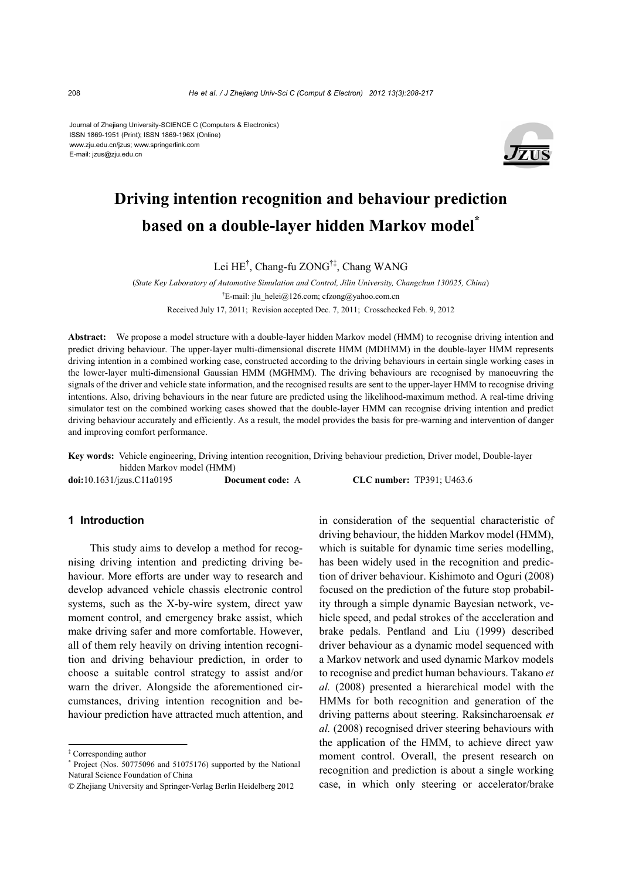Journal of Zhejiang University-SCIENCE C (Computers & Electronics)
ISSN 1869-1951 (Print); ISSN 1869-196X (Online)
www.zju.edu.cn/jzus; www.springerlink.com
E-mail: jzus@zju.edu.cn

# Driving intention recognition and behaviour prediction based on a double-layer hidden Markov model*

Lei HE†, Chang-fu ZONG†‡, Chang WANG

(*State Key Laboratory of Automotive Simulation and Control, Jilin University, Changchun 130025, China*)

†E-mail: jlu_helei@126.com; cfzong@yahoo.com.cn

Received July 17, 2011; Revision accepted Dec. 7, 2011; Crosschecked Feb. 9, 2012

**Abstract:** We propose a model structure with a double-layer hidden Markov model (HMM) to recognise driving intention and predict driving behaviour. The upper-layer multi-dimensional discrete HMM (MDHMM) in the double-layer HMM represents driving intention in a combined working case, constructed according to the driving behaviours in certain single working cases in the lower-layer multi-dimensional Gaussian HMM (MGHMM). The driving behaviours are recognised by manoeuvring the signals of the driver and vehicle state information, and the recognised results are sent to the upper-layer HMM to recognise driving intentions. Also, driving behaviours in the near future are predicted using the likelihood-maximum method. A real-time driving simulator test on the combined working cases showed that the double-layer HMM can recognise driving intention and predict driving behaviour accurately and efficiently. As a result, the model provides the basis for pre-warning and intervention of danger and improving comfort performance.

**Key words:** Vehicle engineering, Driving intention recognition, Driving behaviour prediction, Driver model, Double-layer hidden Markov model (HMM)

**doi:**10.1631/jzus.C11a0195 **Document code:** A **CLC number:** TP391; U463.6

## 1 Introduction

This study aims to develop a method for recognising driving intention and predicting driving behaviour. More efforts are under way to research and develop advanced vehicle chassis electronic control systems, such as the X-by-wire system, direct yaw moment control, and emergency brake assist, which make driving safer and more comfortable. However, all of them rely heavily on driving intention recognition and driving behaviour prediction, in order to choose a suitable control strategy to assist and/or warn the driver. Alongside the aforementioned circumstances, driving intention recognition and behaviour prediction have attracted much attention, and in consideration of the sequential characteristic of driving behaviour, the hidden Markov model (HMM), which is suitable for dynamic time series modelling, has been widely used in the recognition and prediction of driver behaviour. Kishimoto and Oguri (2008) focused on the prediction of the future stop probability through a simple dynamic Bayesian network, vehicle speed, and pedal strokes of the acceleration and brake pedals. Pentland and Liu (1999) described driver behaviour as a dynamic model sequenced with a Markov network and used dynamic Markov models to recognise and predict human behaviours. Takano *et al.* (2008) presented a hierarchical model with the HMMs for both recognition and generation of the driving patterns about steering. Raksincharoensak *et al.* (2008) recognised driver steering behaviours with the application of the HMM, to achieve direct yaw moment control. Overall, the present research on recognition and prediction is about a single working case, in which only steering or accelerator/brake

‡ Corresponding author

\* Project (Nos. 50775096 and 51075176) supported by the National Natural Science Foundation of China

© Zhejiang University and Springer-Verlag Berlin Heidelberg 2012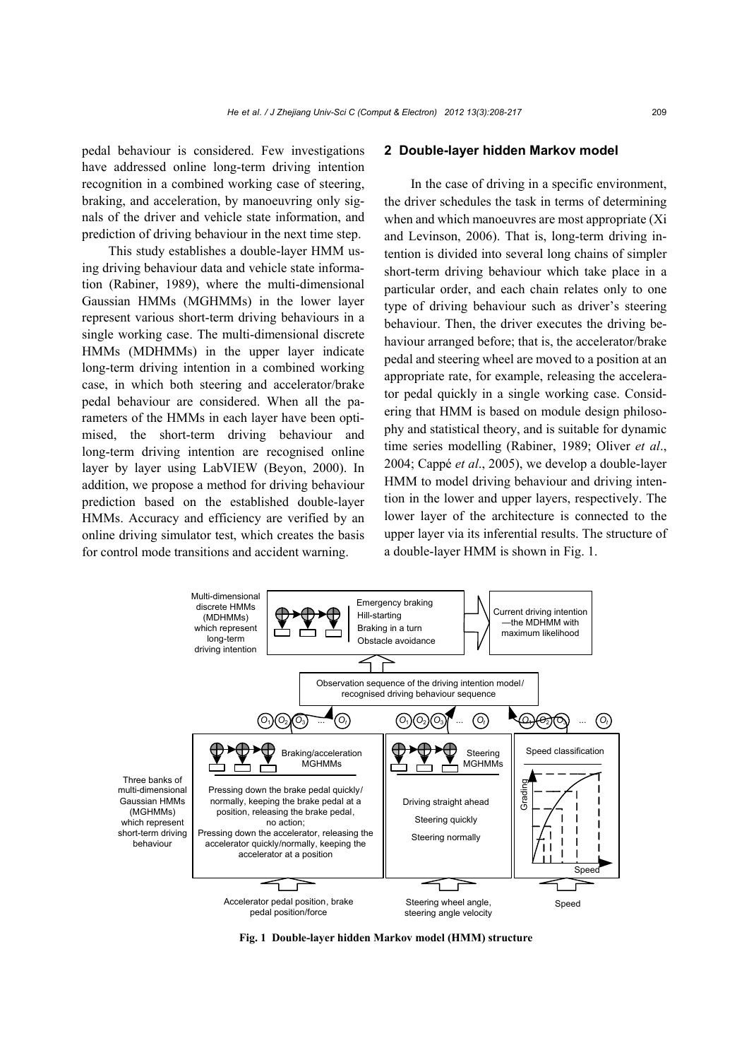pedal behaviour is considered. Few investigations have addressed online long-term driving intention recognition in a combined working case of steering, braking, and acceleration, by manoeuvring only signals of the driver and vehicle state information, and prediction of driving behaviour in the next time step.

This study establishes a double-layer HMM using driving behaviour data and vehicle state information (Rabiner, 1989), where the multi-dimensional Gaussian HMMs (MGHMMs) in the lower layer represent various short-term driving behaviours in a single working case. The multi-dimensional discrete HMMs (MDHMMs) in the upper layer indicate long-term driving intention in a combined working case, in which both steering and accelerator/brake pedal behaviour are considered. When all the parameters of the HMMs in each layer have been optimised, the short-term driving behaviour and long-term driving intention are recognised online layer by layer using LabVIEW (Beyon, 2000). In addition, we propose a method for driving behaviour prediction based on the established double-layer HMMs. Accuracy and efficiency are verified by an online driving simulator test, which creates the basis for control mode transitions and accident warning.

## 2 Double-layer hidden Markov model

In the case of driving in a specific environment, the driver schedules the task in terms of determining when and which manoeuvres are most appropriate (Xi and Levinson, 2006). That is, long-term driving intention is divided into several long chains of simpler short-term driving behaviour which take place in a particular order, and each chain relates only to one type of driving behaviour such as driver's steering behaviour. Then, the driver executes the driving behaviour arranged before; that is, the accelerator/brake pedal and steering wheel are moved to a position at an appropriate rate, for example, releasing the accelerator pedal quickly in a single working case. Considering that HMM is based on module design philosophy and statistical theory, and is suitable for dynamic time series modelling (Rabiner, 1989; Oliver *et al*., 2004; Cappé *et al*., 2005), we develop a double-layer HMM to model driving behaviour and driving intention in the lower and upper layers, respectively. The lower layer of the architecture is connected to the upper layer via its inferential results. The structure of a double-layer HMM is shown in Fig. 1.

Multi-dimensional discrete HMMs (MDHMMs) which represent long-term driving intention

Emergency braking
Hill-starting
Braking in a turn
Obstacle avoidance

Current driving intention —the MDHMM with maximum likelihood

Observation sequence of the driving intention model/ recognised driving behaviour sequence

$O_1$ $O_2$ $O_3$ ... $O_t$

Three banks of multi-dimensional Gaussian HMMs (MGHMMs) which represent short-term driving behaviour

Braking/acceleration MGHMMs

Pressing down the brake pedal quickly/ normally, keeping the brake pedal at a position, releasing the brake pedal, no action;
Pressing down the accelerator, releasing the accelerator quickly/normally, keeping the accelerator at a position

Steering MGHMMs

Driving straight ahead
Steering quickly
Steering normally

Speed classification

Grading

Speed

Accelerator pedal position, brake pedal position/force

Steering wheel angle, steering angle velocity

Speed

**Fig. 1 Double-layer hidden Markov model (HMM) structure**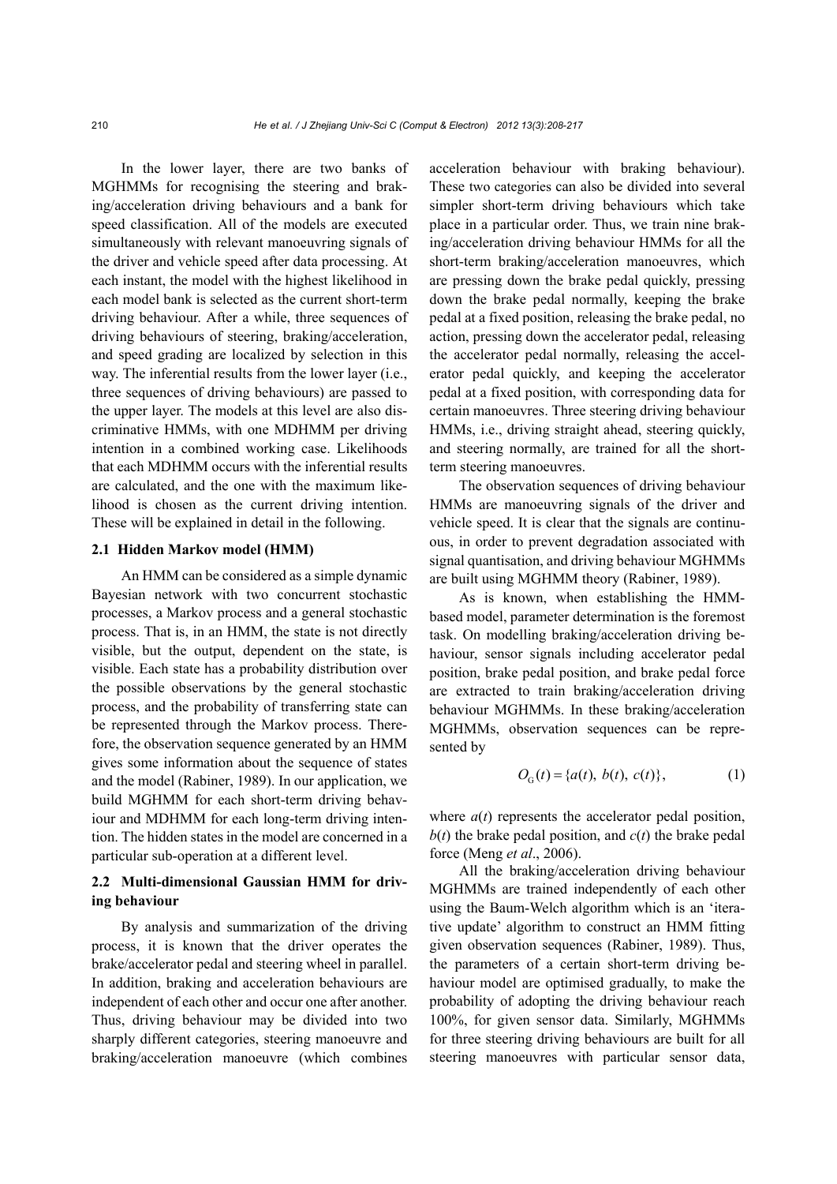In the lower layer, there are two banks of MGHMMs for recognising the steering and braking/acceleration driving behaviours and a bank for speed classification. All of the models are executed simultaneously with relevant manoeuvring signals of the driver and vehicle speed after data processing. At each instant, the model with the highest likelihood in each model bank is selected as the current short-term driving behaviour. After a while, three sequences of driving behaviours of steering, braking/acceleration, and speed grading are localized by selection in this way. The inferential results from the lower layer (i.e., three sequences of driving behaviours) are passed to the upper layer. The models at this level are also discriminative HMMs, with one MDHMM per driving intention in a combined working case. Likelihoods that each MDHMM occurs with the inferential results are calculated, and the one with the maximum likelihood is chosen as the current driving intention. These will be explained in detail in the following.

### 2.1 Hidden Markov model (HMM)

An HMM can be considered as a simple dynamic Bayesian network with two concurrent stochastic processes, a Markov process and a general stochastic process. That is, in an HMM, the state is not directly visible, but the output, dependent on the state, is visible. Each state has a probability distribution over the possible observations by the general stochastic process, and the probability of transferring state can be represented through the Markov process. Therefore, the observation sequence generated by an HMM gives some information about the sequence of states and the model (Rabiner, 1989). In our application, we build MGHMM for each short-term driving behaviour and MDHMM for each long-term driving intention. The hidden states in the model are concerned in a particular sub-operation at a different level.

### 2.2 Multi-dimensional Gaussian HMM for driving behaviour

By analysis and summarization of the driving process, it is known that the driver operates the brake/accelerator pedal and steering wheel in parallel. In addition, braking and acceleration behaviours are independent of each other and occur one after another. Thus, driving behaviour may be divided into two sharply different categories, steering manoeuvre and braking/acceleration manoeuvre (which combines acceleration behaviour with braking behaviour). These two categories can also be divided into several simpler short-term driving behaviours which take place in a particular order. Thus, we train nine braking/acceleration driving behaviour HMMs for all the short-term braking/acceleration manoeuvres, which are pressing down the brake pedal quickly, pressing down the brake pedal normally, keeping the brake pedal at a fixed position, releasing the brake pedal, no action, pressing down the accelerator pedal, releasing the accelerator pedal normally, releasing the accelerator pedal quickly, and keeping the accelerator pedal at a fixed position, with corresponding data for certain manoeuvres. Three steering driving behaviour HMMs, i.e., driving straight ahead, steering quickly, and steering normally, are trained for all the short-term steering manoeuvres.

The observation sequences of driving behaviour HMMs are manoeuvring signals of the driver and vehicle speed. It is clear that the signals are continuous, in order to prevent degradation associated with signal quantisation, and driving behaviour MGHMMs are built using MGHMM theory (Rabiner, 1989).

As is known, when establishing the HMM-based model, parameter determination is the foremost task. On modelling braking/acceleration driving behaviour, sensor signals including accelerator pedal position, brake pedal position, and brake pedal force are extracted to train braking/acceleration driving behaviour MGHMMs. In these braking/acceleration MGHMMs, observation sequences can be represented by

$$O_{\mathrm{G}}(t) = \{a(t),\ b(t),\ c(t)\}, \tag{1}$$

where $a(t)$ represents the accelerator pedal position, $b(t)$ the brake pedal position, and $c(t)$ the brake pedal force (Meng *et al*., 2006).

All the braking/acceleration driving behaviour MGHMMs are trained independently of each other using the Baum-Welch algorithm which is an 'iterative update' algorithm to construct an HMM fitting given observation sequences (Rabiner, 1989). Thus, the parameters of a certain short-term driving behaviour model are optimised gradually, to make the probability of adopting the driving behaviour reach 100%, for given sensor data. Similarly, MGHMMs for three steering driving behaviours are built for all steering manoeuvres with particular sensor data,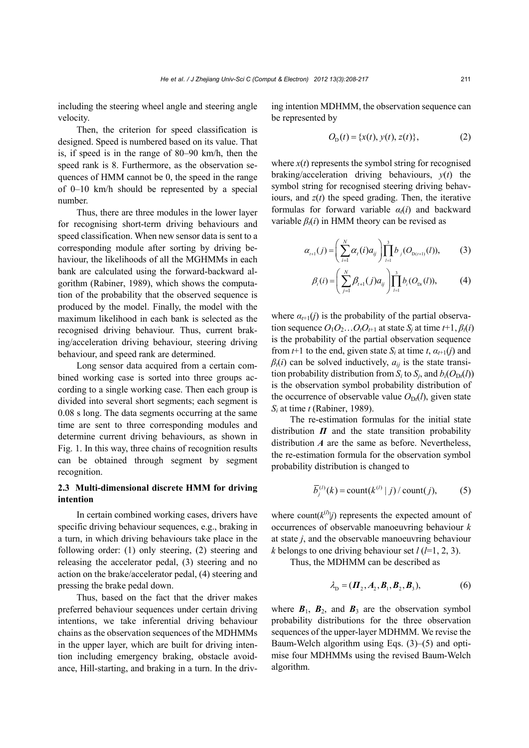including the steering wheel angle and steering angle velocity.

Then, the criterion for speed classification is designed. Speed is numbered based on its value. That is, if speed is in the range of 80–90 km/h, then the speed rank is 8. Furthermore, as the observation sequences of HMM cannot be 0, the speed in the range of 0–10 km/h should be represented by a special number.

Thus, there are three modules in the lower layer for recognising short-term driving behaviours and speed classification. When new sensor data is sent to a corresponding module after sorting by driving behaviour, the likelihoods of all the MGHMMs in each bank are calculated using the forward-backward algorithm (Rabiner, 1989), which shows the computation of the probability that the observed sequence is produced by the model. Finally, the model with the maximum likelihood in each bank is selected as the recognised driving behaviour. Thus, current braking/acceleration driving behaviour, steering driving behaviour, and speed rank are determined.

Long sensor data acquired from a certain combined working case is sorted into three groups according to a single working case. Then each group is divided into several short segments; each segment is 0.08 s long. The data segments occurring at the same time are sent to three corresponding modules and determine current driving behaviours, as shown in Fig. 1. In this way, three chains of recognition results can be obtained through segment by segment recognition.

### 2.3 Multi-dimensional discrete HMM for driving intention

In certain combined working cases, drivers have specific driving behaviour sequences, e.g., braking in a turn, in which driving behaviours take place in the following order: (1) only steering, (2) steering and releasing the accelerator pedal, (3) steering and no action on the brake/accelerator pedal, (4) steering and pressing the brake pedal down.

Thus, based on the fact that the driver makes preferred behaviour sequences under certain driving intentions, we take inferential driving behaviour chains as the observation sequences of the MDHMMs in the upper layer, which are built for driving intention including emergency braking, obstacle avoidance, Hill-starting, and braking in a turn. In the driving intention MDHMM, the observation sequence can be represented by

$$O_{\mathrm{D}}(t)=\{x(t), y(t), z(t)\}, \tag{2}$$

where $x(t)$ represents the symbol string for recognised braking/acceleration driving behaviours, $y(t)$ the symbol string for recognised steering driving behaviours, and $z(t)$ the speed grading. Then, the iterative formulas for forward variable $\alpha_t(i)$ and backward variable $\beta_t(i)$ in HMM theory can be revised as

$$\alpha_{t+1}(j)=\left(\sum_{i=1}^{N}\alpha_t(i)a_{ij}\right)\prod_{l=1}^{3}b_j(O_{\mathrm{D}(t+1)}(l)), \tag{3}$$

$$\beta_t(i)=\left(\sum_{j=1}^{N}\beta_{t+1}(j)a_{ij}\right)\prod_{l=1}^{3}b_i(O_{\mathrm{D}t}(l)), \tag{4}$$

where $\alpha_{t+1}(j)$ is the probability of the partial observation sequence $O_1O_2\ldots O_tO_{t+1}$ at state $S_j$ at time $t$+1, $\beta_t(i)$ is the probability of the partial observation sequence from $t$+1 to the end, given state $S_i$ at time $t$, $\alpha_{t+1}(j)$ and $\beta_t(i)$ can be solved inductively, $a_{ij}$ is the state transition probability distribution from $S_i$ to $S_j$, and $b_i(O_{\mathrm{D}t}(l))$ is the observation symbol probability distribution of the occurrence of observable value $O_{\mathrm{D}t}(l)$, given state $S_i$ at time $t$ (Rabiner, 1989).

The re-estimation formulas for the initial state distribution $\boldsymbol{\Pi}$ and the state transition probability distribution $\boldsymbol{A}$ are the same as before. Nevertheless, the re-estimation formula for the observation symbol probability distribution is changed to

$$\overline{b}_j^{(l)}(k)=\mathrm{count}(k^{(l)}\mid j)/\mathrm{count}(j), \tag{5}$$

where $\mathrm{count}(k^{(l)}|j)$ represents the expected amount of occurrences of observable manoeuvring behaviour $k$ at state $j$, and the observable manoeuvring behaviour $k$ belongs to one driving behaviour set $l$ ($l$=1, 2, 3).

Thus, the MDHMM can be described as

$$\lambda_{\mathrm{D}}=(\boldsymbol{\Pi}_2, \boldsymbol{A}_2, \boldsymbol{B}_1, \boldsymbol{B}_2, \boldsymbol{B}_3), \tag{6}$$

where $\boldsymbol{B}_1$, $\boldsymbol{B}_2$, and $\boldsymbol{B}_3$ are the observation symbol probability distributions for the three observation sequences of the upper-layer MDHMM. We revise the Baum-Welch algorithm using Eqs. (3)–(5) and optimise four MDHMMs using the revised Baum-Welch algorithm.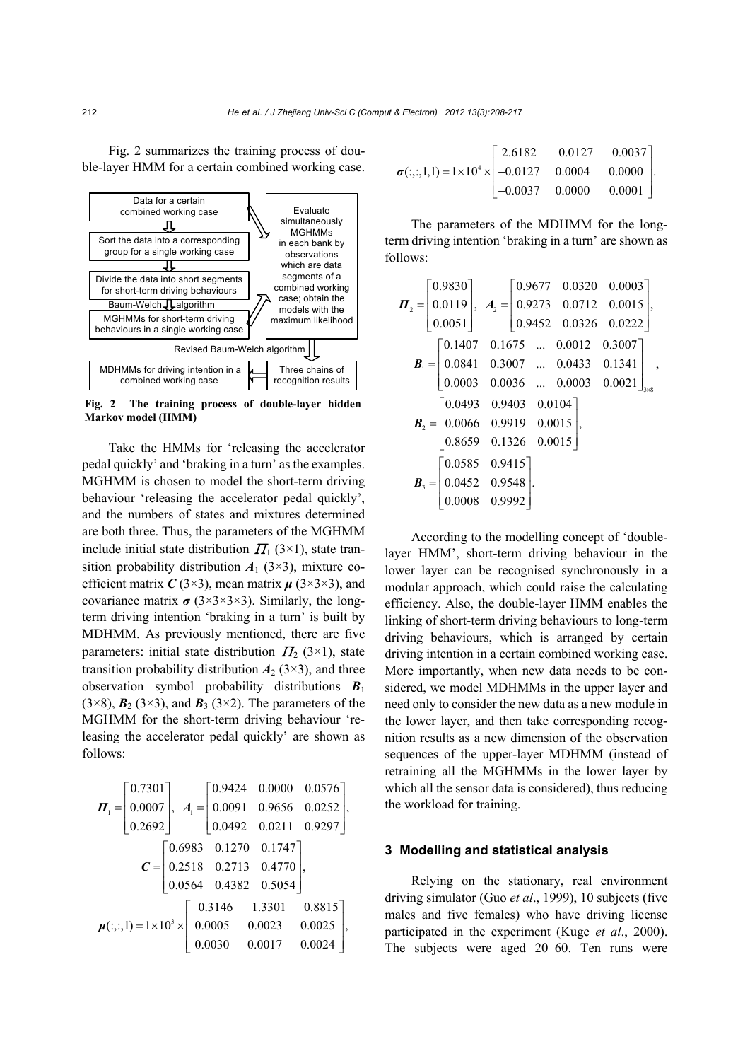Fig. 2 summarizes the training process of double-layer HMM for a certain combined working case.

Data for a certain combined working case

Sort the data into a corresponding group for a single working case

Divide the data into short segments for short-term driving behaviours

Baum-Welch algorithm

MGHMMs for short-term driving behaviours in a single working case

Evaluate simultaneously MGHMMs in each bank by observations which are data segments of a combined working case; obtain the models with the maximum likelihood

Revised Baum-Welch algorithm

MDHMMs for driving intention in a combined working case

Three chains of recognition results

**Fig. 2 The training process of double-layer hidden Markov model (HMM)**

Take the HMMs for 'releasing the accelerator pedal quickly' and 'braking in a turn' as the examples. MGHMM is chosen to model the short-term driving behaviour 'releasing the accelerator pedal quickly', and the numbers of states and mixtures determined are both three. Thus, the parameters of the MGHMM include initial state distribution $\boldsymbol{\Pi}_1$ (3×1), state transition probability distribution $\boldsymbol{A}_1$ (3×3), mixture coefficient matrix $\boldsymbol{C}$ (3×3), mean matrix $\boldsymbol{\mu}$ (3×3×3), and covariance matrix $\boldsymbol{\sigma}$ (3×3×3×3). Similarly, the long-term driving intention 'braking in a turn' is built by MDHMM. As previously mentioned, there are five parameters: initial state distribution $\boldsymbol{\Pi}_2$ (3×1), state transition probability distribution $\boldsymbol{A}_2$ (3×3), and three observation symbol probability distributions $\boldsymbol{B}_1$ (3×8), $\boldsymbol{B}_2$ (3×3), and $\boldsymbol{B}_3$ (3×2). The parameters of the MGHMM for the short-term driving behaviour 'releasing the accelerator pedal quickly' are shown as follows:

$$\boldsymbol{\Pi}_1 = \begin{bmatrix} 0.7301 \\ 0.0007 \\ 0.2692 \end{bmatrix}, \quad \boldsymbol{A}_1 = \begin{bmatrix} 0.9424 & 0.0000 & 0.0576 \\ 0.0091 & 0.9656 & 0.0252 \\ 0.0492 & 0.0211 & 0.9297 \end{bmatrix},$$

$$\boldsymbol{C} = \begin{bmatrix} 0.6983 & 0.1270 & 0.1747 \\ 0.2518 & 0.2713 & 0.4770 \\ 0.0564 & 0.4382 & 0.5054 \end{bmatrix},$$

$$\boldsymbol{\mu}(:,:,1) = 1\times 10^3 \times \begin{bmatrix} -0.3146 & -1.3301 & -0.8815 \\ 0.0005 & 0.0023 & 0.0025 \\ 0.0030 & 0.0017 & 0.0024 \end{bmatrix},$$

$$\boldsymbol{\sigma}(:,:,1,1) = 1\times 10^4 \times \begin{bmatrix} 2.6182 & -0.0127 & -0.0037 \\ -0.0127 & 0.0004 & 0.0000 \\ -0.0037 & 0.0000 & 0.0001 \end{bmatrix}.$$

The parameters of the MDHMM for the long-term driving intention 'braking in a turn' are shown as follows:

$$\boldsymbol{\Pi}_2 = \begin{bmatrix} 0.9830 \\ 0.0119 \\ 0.0051 \end{bmatrix}, \quad \boldsymbol{A}_2 = \begin{bmatrix} 0.9677 & 0.0320 & 0.0003 \\ 0.9273 & 0.0712 & 0.0015 \\ 0.9452 & 0.0326 & 0.0222 \end{bmatrix},$$

$$\boldsymbol{B}_1 = \begin{bmatrix} 0.1407 & 0.1675 & \dots & 0.0012 & 0.3007 \\ 0.0841 & 0.3007 & \dots & 0.0433 & 0.1341 \\ 0.0003 & 0.0036 & \dots & 0.0003 & 0.0021 \end{bmatrix}_{3\times 8},$$

$$\boldsymbol{B}_2 = \begin{bmatrix} 0.0493 & 0.9403 & 0.0104 \\ 0.0066 & 0.9919 & 0.0015 \\ 0.8659 & 0.1326 & 0.0015 \end{bmatrix},$$

$$\boldsymbol{B}_3 = \begin{bmatrix} 0.0585 & 0.9415 \\ 0.0452 & 0.9548 \\ 0.0008 & 0.9992 \end{bmatrix}.$$

According to the modelling concept of 'double-layer HMM', short-term driving behaviour in the lower layer can be recognised synchronously in a modular approach, which could raise the calculating efficiency. Also, the double-layer HMM enables the linking of short-term driving behaviours to long-term driving behaviours, which is arranged by certain driving intention in a certain combined working case. More importantly, when new data needs to be considered, we model MDHMMs in the upper layer and need only to consider the new data as a new module in the lower layer, and then take corresponding recognition results as a new dimension of the observation sequences of the upper-layer MDHMM (instead of retraining all the MGHMMs in the lower layer by which all the sensor data is considered), thus reducing the workload for training.

## 3 Modelling and statistical analysis

Relying on the stationary, real environment driving simulator (Guo *et al*., 1999), 10 subjects (five males and five females) who have driving license participated in the experiment (Kuge *et al*., 2000). The subjects were aged 20–60. Ten runs were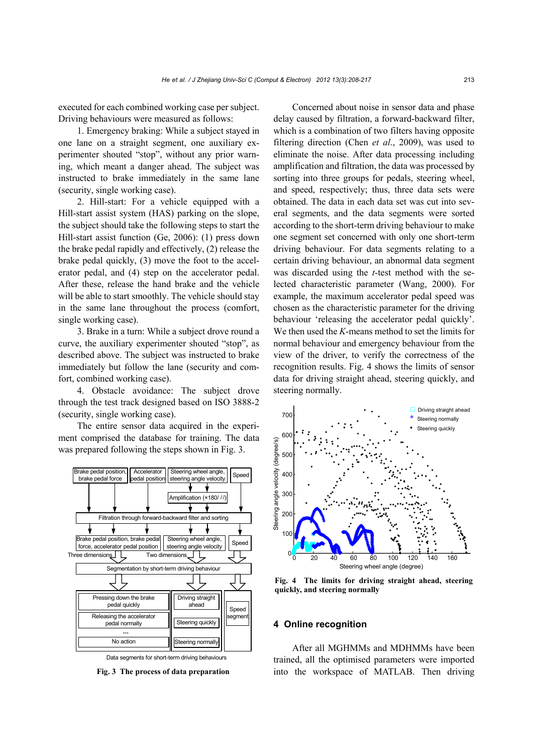executed for each combined working case per subject. Driving behaviours were measured as follows:

1. Emergency braking: While a subject stayed in one lane on a straight segment, one auxiliary experimenter shouted "stop", without any prior warning, which meant a danger ahead. The subject was instructed to brake immediately in the same lane (security, single working case).

2. Hill-start: For a vehicle equipped with a Hill-start assist system (HAS) parking on the slope, the subject should take the following steps to start the Hill-start assist function (Ge, 2006): (1) press down the brake pedal rapidly and effectively, (2) release the brake pedal quickly, (3) move the foot to the accelerator pedal, and (4) step on the accelerator pedal. After these, release the hand brake and the vehicle will be able to start smoothly. The vehicle should stay in the same lane throughout the process (comfort, single working case).

3. Brake in a turn: While a subject drove round a curve, the auxiliary experimenter shouted "stop", as described above. The subject was instructed to brake immediately but follow the lane (security and comfort, combined working case).

4. Obstacle avoidance: The subject drove through the test track designed based on ISO 3888-2 (security, single working case).

The entire sensor data acquired in the experiment comprised the database for training. The data was prepared following the steps shown in Fig. 3.

Fig. 3 The process of data preparation

Concerned about noise in sensor data and phase delay caused by filtration, a forward-backward filter, which is a combination of two filters having opposite filtering direction (Chen *et al*., 2009), was used to eliminate the noise. After data processing including amplification and filtration, the data was processed by sorting into three groups for pedals, steering wheel, and speed, respectively; thus, three data sets were obtained. The data in each data set was cut into several segments, and the data segments were sorted according to the short-term driving behaviour to make one segment set concerned with only one short-term driving behaviour. For data segments relating to a certain driving behaviour, an abnormal data segment was discarded using the *t*-test method with the selected characteristic parameter (Wang, 2000). For example, the maximum accelerator pedal speed was chosen as the characteristic parameter for the driving behaviour 'releasing the accelerator pedal quickly'. We then used the *K*-means method to set the limits for normal behaviour and emergency behaviour from the view of the driver, to verify the correctness of the recognition results. Fig. 4 shows the limits of sensor data for driving straight ahead, steering quickly, and steering normally.

Fig. 4 The limits for driving straight ahead, steering quickly, and steering normally

## 4 Online recognition

After all MGHMMs and MDHMMs have been trained, all the optimised parameters were imported into the workspace of MATLAB. Then driving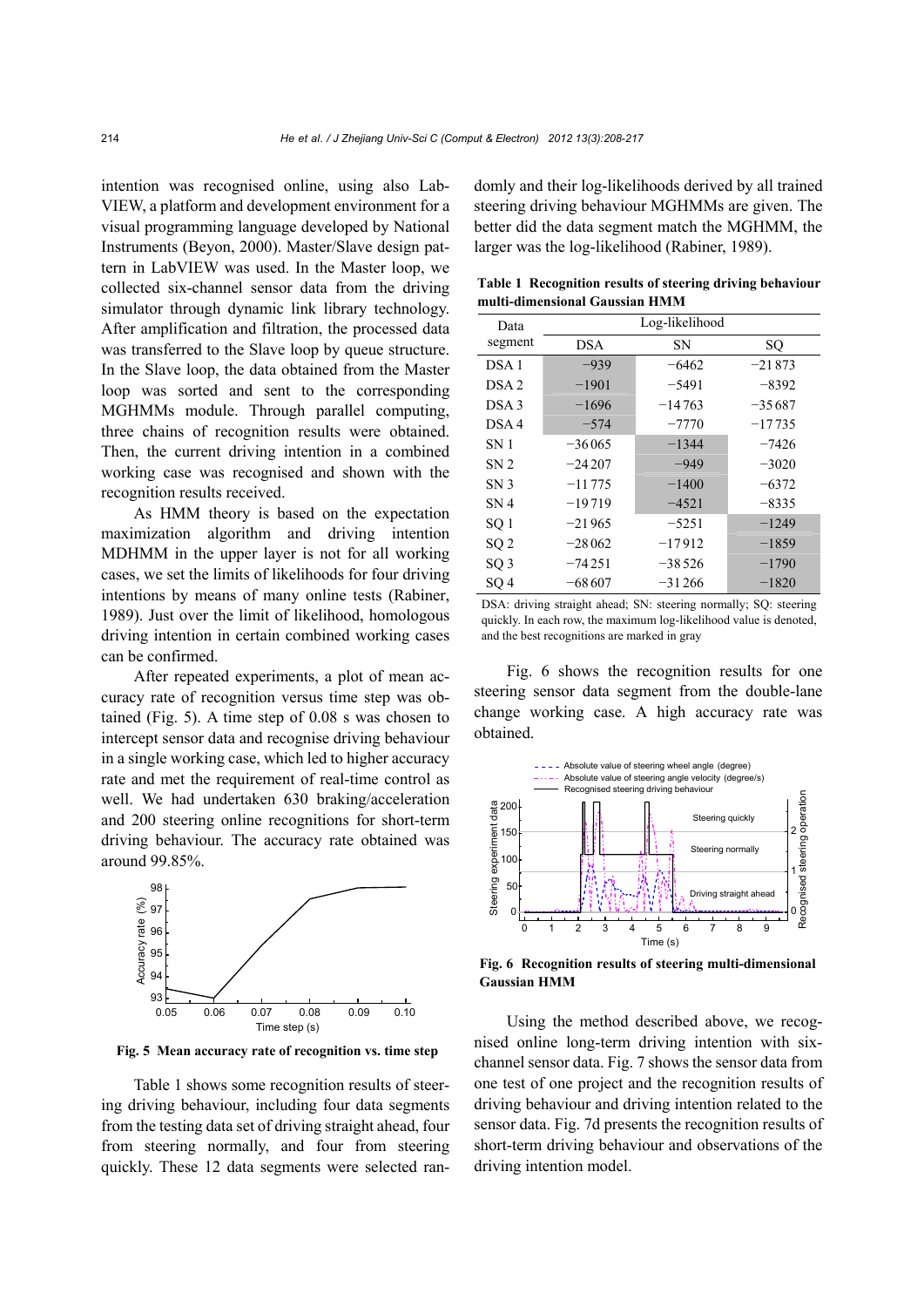intention was recognised online, using also LabVIEW, a platform and development environment for a visual programming language developed by National Instruments (Beyon, 2000). Master/Slave design pattern in LabVIEW was used. In the Master loop, we collected six-channel sensor data from the driving simulator through dynamic link library technology. After amplification and filtration, the processed data was transferred to the Slave loop by queue structure. In the Slave loop, the data obtained from the Master loop was sorted and sent to the corresponding MGHMMs module. Through parallel computing, three chains of recognition results were obtained. Then, the current driving intention in a combined working case was recognised and shown with the recognition results received.

As HMM theory is based on the expectation maximization algorithm and driving intention MDHMM in the upper layer is not for all working cases, we set the limits of likelihoods for four driving intentions by means of many online tests (Rabiner, 1989). Just over the limit of likelihood, homologous driving intention in certain combined working cases can be confirmed.

After repeated experiments, a plot of mean accuracy rate of recognition versus time step was obtained (Fig. 5). A time step of 0.08 s was chosen to intercept sensor data and recognise driving behaviour in a single working case, which led to higher accuracy rate and met the requirement of real-time control as well. We had undertaken 630 braking/acceleration and 200 steering online recognitions for short-term driving behaviour. The accuracy rate obtained was around 99.85%.

Accuracy rate (%)
98
97
96
95
94
93
0.05 0.06 0.07 0.08 0.09 0.10
Time step (s)

**Fig. 5 Mean accuracy rate of recognition vs. time step**

Table 1 shows some recognition results of steering driving behaviour, including four data segments from the testing data set of driving straight ahead, four from steering normally, and four from steering quickly. These 12 data segments were selected randomly and their log-likelihoods derived by all trained steering driving behaviour MGHMMs are given. The better did the data segment match the MGHMM, the larger was the log-likelihood (Rabiner, 1989).

**Table 1 Recognition results of steering driving behaviour multi-dimensional Gaussian HMM**

| Data segment | Log-likelihood | | |
|---|---|---|---|
| | DSA | SN | SQ |
| DSA 1 | −939 | −6462 | −21 873 |
| DSA 2 | −1901 | −5491 | −8392 |
| DSA 3 | −1696 | −14 763 | −35 687 |
| DSA 4 | −574 | −7770 | −17 735 |
| SN 1 | −36 065 | −1344 | −7426 |
| SN 2 | −24 207 | −949 | −3020 |
| SN 3 | −11 775 | −1400 | −6372 |
| SN 4 | −19 719 | −4521 | −8335 |
| SQ 1 | −21 965 | −5251 | −1249 |
| SQ 2 | −28 062 | −17 912 | −1859 |
| SQ 3 | −74 251 | −38 526 | −1790 |
| SQ 4 | −68 607 | −31 266 | −1820 |

DSA: driving straight ahead; SN: steering normally; SQ: steering quickly. In each row, the maximum log-likelihood value is denoted, and the best recognitions are marked in gray

Fig. 6 shows the recognition results for one steering sensor data segment from the double-lane change working case. A high accuracy rate was obtained.

Absolute value of steering wheel angle (degree)
Absolute value of steering angle velocity (degree/s)
Recognised steering driving behaviour
Steering experiment data
200
150
100
50
0
Steering quickly
Steering normally
Driving straight ahead
Recognised steering operation
2
1
0
0 1 2 3 4 5 6 7 8 9
Time (s)

**Fig. 6 Recognition results of steering multi-dimensional Gaussian HMM**

Using the method described above, we recognised online long-term driving intention with six-channel sensor data. Fig. 7 shows the sensor data from one test of one project and the recognition results of driving behaviour and driving intention related to the sensor data. Fig. 7d presents the recognition results of short-term driving behaviour and observations of the driving intention model.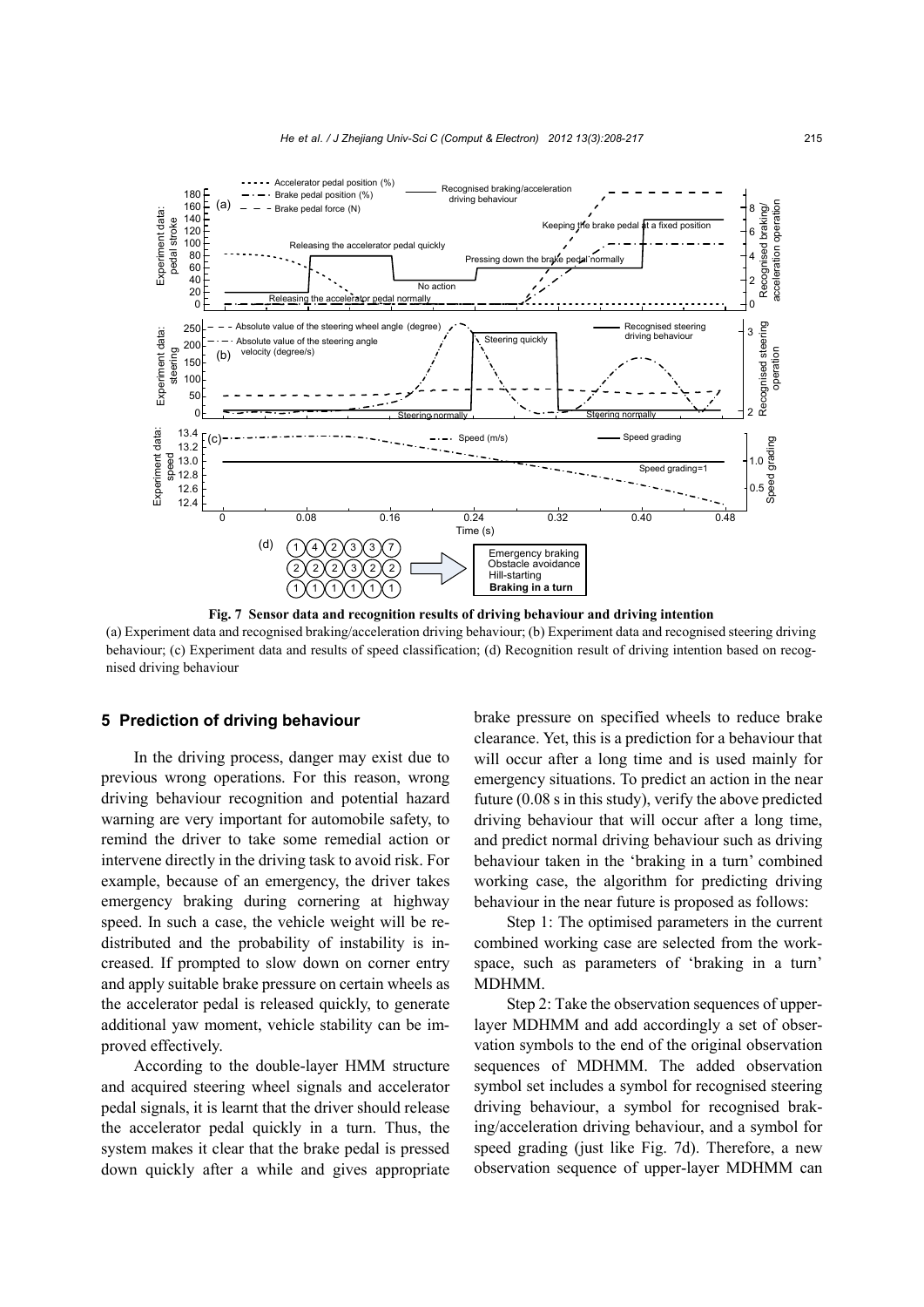(a)

Accelerator pedal position (%)

Brake pedal position (%)

Brake pedal force (N)

Recognised braking/acceleration driving behaviour

Experiment data: pedal stroke

Recognised braking/ acceleration operation

180
160
140
120
100
80
60
40
20
0

8
6
4
2
0

Keeping the brake pedal at a fixed position

Releasing the accelerator pedal quickly

Pressing down the brake pedal normally

No action

Releasing the accelerator pedal normally

(b)

Absolute value of the steering wheel angle (degree)

Absolute value of the steering angle velocity (degree/s)

Recognised steering driving behaviour

Experiment data: steering

Recognised steering operation

250
200
150
100
50
0

3
2

Steering quickly

Steering normally

Steering normally

(c)

Speed (m/s)

Speed grading

Experiment data: speed

Speed grading

13.4
13.2
13.0
12.8
12.6
12.4

1.0
0.5

Speed grading=1

0 0.08 0.16 0.24 0.32 0.40 0.48

Time (s)

(d)

1 4 2 3 3 7

2 2 2 3 2 2

1 1 1 1 1 1

Emergency braking
Obstacle avoidance
Hill-starting
**Braking in a turn**

**Fig. 7 Sensor data and recognition results of driving behaviour and driving intention**

(a) Experiment data and recognised braking/acceleration driving behaviour; (b) Experiment data and recognised steering driving behaviour; (c) Experiment data and results of speed classification; (d) Recognition result of driving intention based on recognised driving behaviour

## 5 Prediction of driving behaviour

In the driving process, danger may exist due to previous wrong operations. For this reason, wrong driving behaviour recognition and potential hazard warning are very important for automobile safety, to remind the driver to take some remedial action or intervene directly in the driving task to avoid risk. For example, because of an emergency, the driver takes emergency braking during cornering at highway speed. In such a case, the vehicle weight will be redistributed and the probability of instability is increased. If prompted to slow down on corner entry and apply suitable brake pressure on certain wheels as the accelerator pedal is released quickly, to generate additional yaw moment, vehicle stability can be improved effectively.

According to the double-layer HMM structure and acquired steering wheel signals and accelerator pedal signals, it is learnt that the driver should release the accelerator pedal quickly in a turn. Thus, the system makes it clear that the brake pedal is pressed down quickly after a while and gives appropriate brake pressure on specified wheels to reduce brake clearance. Yet, this is a prediction for a behaviour that will occur after a long time and is used mainly for emergency situations. To predict an action in the near future (0.08 s in this study), verify the above predicted driving behaviour that will occur after a long time, and predict normal driving behaviour such as driving behaviour taken in the 'braking in a turn' combined working case, the algorithm for predicting driving behaviour in the near future is proposed as follows:

Step 1: The optimised parameters in the current combined working case are selected from the workspace, such as parameters of 'braking in a turn' MDHMM.

Step 2: Take the observation sequences of upper-layer MDHMM and add accordingly a set of observation symbols to the end of the original observation sequences of MDHMM. The added observation symbol set includes a symbol for recognised steering driving behaviour, a symbol for recognised braking/acceleration driving behaviour, and a symbol for speed grading (just like Fig. 7d). Therefore, a new observation sequence of upper-layer MDHMM can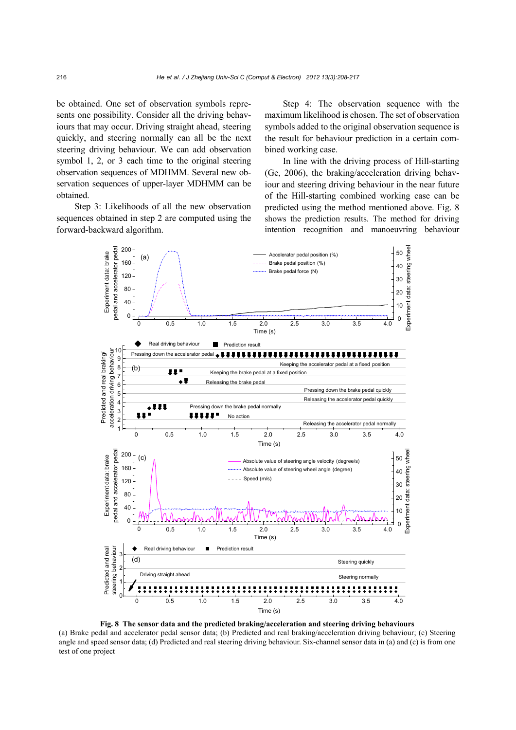be obtained. One set of observation symbols represents one possibility. Consider all the driving behaviours that may occur. Driving straight ahead, steering quickly, and steering normally can all be the next steering driving behaviour. We can add observation symbol 1, 2, or 3 each time to the original steering observation sequences of MDHMM. Several new observation sequences of upper-layer MDHMM can be obtained.

Step 3: Likelihoods of all the new observation sequences obtained in step 2 are computed using the forward-backward algorithm.

Step 4: The observation sequence with the maximum likelihood is chosen. The set of observation symbols added to the original observation sequence is the result for behaviour prediction in a certain combined working case.

In line with the driving process of Hill-starting (Ge, 2006), the braking/acceleration driving behaviour and steering driving behaviour in the near future of the Hill-starting combined working case can be predicted using the method mentioned above. Fig. 8 shows the prediction results. The method for driving intention recognition and manoeuvring behaviour

(a)
Experiment data: brake pedal and accelerator pedal
Experiment data: steering wheel
Accelerator pedal position (%)
Brake pedal position (%)
Brake pedal force (N)
200 160 120 80 40 0
50 40 30 20 10 0
0 0.5 1.0 1.5 2.0 2.5 3.0 3.5 4.0
Time (s)

(b)
Real driving behaviour
Prediction result
Predicted and real braking/acceleration driving behaviour
Pressing down the accelerator pedal
Keeping the accelerator pedal at a fixed position
Keeping the brake pedal at a fixed position
Releasing the brake pedal
Pressing down the brake pedal quickly
Releasing the accelerator pedal quickly
Pressing down the brake pedal normally
No action
Releasing the accelerator pedal normally
10 9 8 7 6 5 4 3 2 1
0 0.5 1.0 1.5 2.0 2.5 3.0 3.5 4.0
Time (s)

(c)
Experiment data: brake pedal and accelerator pedal
Experiment data: steering wheel
Absolute value of steering angle velocity (degree/s)
Absolute value of steering wheel angle (degree)
Speed (m/s)
200 160 120 80 40 0
50 40 30 20 10 0
0 0.5 1.0 1.5 2.0 2.5 3.0 3.5 4.0
Time (s)

(d)
Real driving behaviour
Prediction result
Predicted and real steering behaviour
Steering quickly
Driving straight ahead
Steering normally
3 2 1 0
0 0.5 1.0 1.5 2.0 2.5 3.0 3.5 4.0
Time (s)

**Fig. 8 The sensor data and the predicted braking/acceleration and steering driving behaviours**

(a) Brake pedal and accelerator pedal sensor data; (b) Predicted and real braking/acceleration driving behaviour; (c) Steering angle and speed sensor data; (d) Predicted and real steering driving behaviour. Six-channel sensor data in (a) and (c) is from one test of one project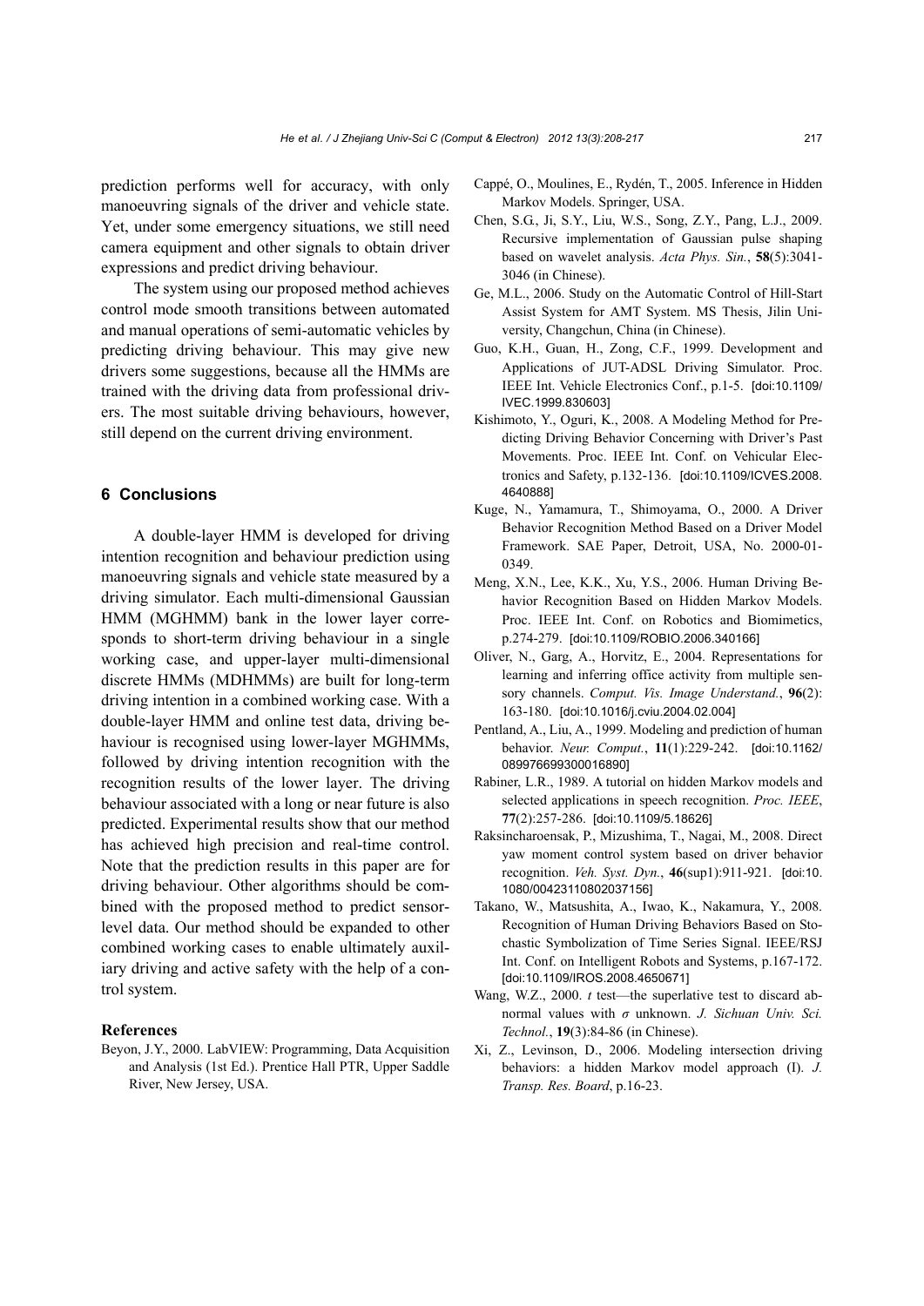prediction performs well for accuracy, with only manoeuvring signals of the driver and vehicle state. Yet, under some emergency situations, we still need camera equipment and other signals to obtain driver expressions and predict driving behaviour.

The system using our proposed method achieves control mode smooth transitions between automated and manual operations of semi-automatic vehicles by predicting driving behaviour. This may give new drivers some suggestions, because all the HMMs are trained with the driving data from professional drivers. The most suitable driving behaviours, however, still depend on the current driving environment.

## 6 Conclusions

A double-layer HMM is developed for driving intention recognition and behaviour prediction using manoeuvring signals and vehicle state measured by a driving simulator. Each multi-dimensional Gaussian HMM (MGHMM) bank in the lower layer corresponds to short-term driving behaviour in a single working case, and upper-layer multi-dimensional discrete HMMs (MDHMMs) are built for long-term driving intention in a combined working case. With a double-layer HMM and online test data, driving behaviour is recognised using lower-layer MGHMMs, followed by driving intention recognition with the recognition results of the lower layer. The driving behaviour associated with a long or near future is also predicted. Experimental results show that our method has achieved high precision and real-time control. Note that the prediction results in this paper are for driving behaviour. Other algorithms should be combined with the proposed method to predict sensor-level data. Our method should be expanded to other combined working cases to enable ultimately auxiliary driving and active safety with the help of a control system.

### References

Beyon, J.Y., 2000. LabVIEW: Programming, Data Acquisition and Analysis (1st Ed.). Prentice Hall PTR, Upper Saddle River, New Jersey, USA.

Cappé, O., Moulines, E., Rydén, T., 2005. Inference in Hidden Markov Models. Springer, USA.

Chen, S.G., Ji, S.Y., Liu, W.S., Song, Z.Y., Pang, L.J., 2009. Recursive implementation of Gaussian pulse shaping based on wavelet analysis. *Acta Phys. Sin.*, **58**(5):3041-3046 (in Chinese).

Ge, M.L., 2006. Study on the Automatic Control of Hill-Start Assist System for AMT System. MS Thesis, Jilin University, Changchun, China (in Chinese).

Guo, K.H., Guan, H., Zong, C.F., 1999. Development and Applications of JUT-ADSL Driving Simulator. Proc. IEEE Int. Vehicle Electronics Conf., p.1-5. [doi:10.1109/IVEC.1999.830603]

Kishimoto, Y., Oguri, K., 2008. A Modeling Method for Predicting Driving Behavior Concerning with Driver's Past Movements. Proc. IEEE Int. Conf. on Vehicular Electronics and Safety, p.132-136. [doi:10.1109/ICVES.2008.4640888]

Kuge, N., Yamamura, T., Shimoyama, O., 2000. A Driver Behavior Recognition Method Based on a Driver Model Framework. SAE Paper, Detroit, USA, No. 2000-01-0349.

Meng, X.N., Lee, K.K., Xu, Y.S., 2006. Human Driving Behavior Recognition Based on Hidden Markov Models. Proc. IEEE Int. Conf. on Robotics and Biomimetics, p.274-279. [doi:10.1109/ROBIO.2006.340166]

Oliver, N., Garg, A., Horvitz, E., 2004. Representations for learning and inferring office activity from multiple sensory channels. *Comput. Vis. Image Understand.*, **96**(2):163-180. [doi:10.1016/j.cviu.2004.02.004]

Pentland, A., Liu, A., 1999. Modeling and prediction of human behavior. *Neur. Comput.*, **11**(1):229-242. [doi:10.1162/089976699300016890]

Rabiner, L.R., 1989. A tutorial on hidden Markov models and selected applications in speech recognition. *Proc. IEEE*, **77**(2):257-286. [doi:10.1109/5.18626]

Raksincharoensak, P., Mizushima, T., Nagai, M., 2008. Direct yaw moment control system based on driver behavior recognition. *Veh. Syst. Dyn.*, **46**(sup1):911-921. [doi:10.1080/00423110802037156]

Takano, W., Matsushita, A., Iwao, K., Nakamura, Y., 2008. Recognition of Human Driving Behaviors Based on Stochastic Symbolization of Time Series Signal. IEEE/RSJ Int. Conf. on Intelligent Robots and Systems, p.167-172. [doi:10.1109/IROS.2008.4650671]

Wang, W.Z., 2000. *t* test—the superlative test to discard abnormal values with $\sigma$ unknown. *J. Sichuan Univ. Sci. Technol.*, **19**(3):84-86 (in Chinese).

Xi, Z., Levinson, D., 2006. Modeling intersection driving behaviors: a hidden Markov model approach (I). *J. Transp. Res. Board*, p.16-23.